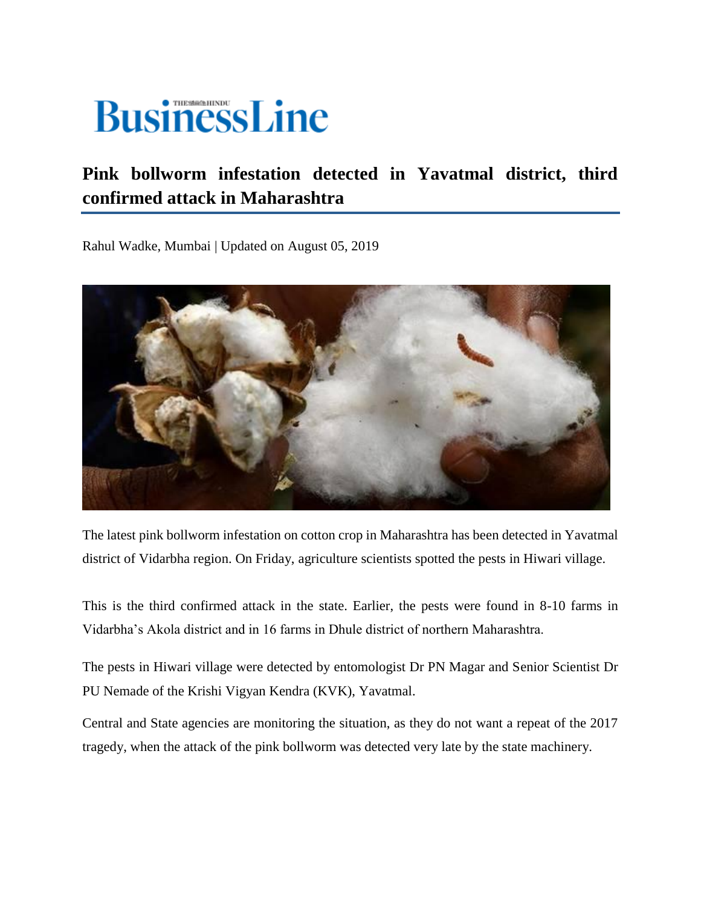# BusinessLine

## Pink bollworm infestation detected in Yavatmal district, third confirmed attack in Maharashtra

Rahul Wadke, Mumbai | Updated on August 05, 2019

The latest pink bollworm infestation on cotton crop in Maharashtra has been detected in Yavatmal district of Vidarbha region. On Friday, agriculture scientists spotted the pests in Hiwari village.

This is the third confirmed attack in the state. Earlier, the pests were found in 8-10 farms in Vidarbha's Akola district and in 16 farms in Dhule district of northern Maharashtra.

The pests in Hiwari village were detected by entomologist Dr PN Magar and Senior Scientist Dr PU Nemade of the Krishi Vigyan Kendra (KVK), Yavatmal.

Central and State agencies are monitoring the situation, as they do not want a repeat of the 2017 tragedy, when the attack of the pink bollworm was detected very late by the state machinery.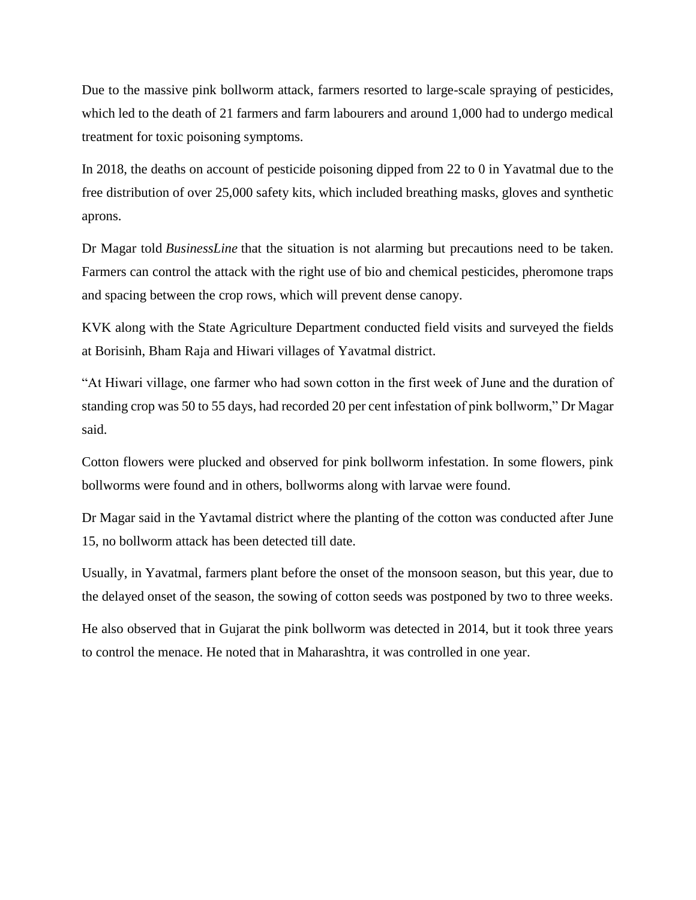Due to the massive pink bollworm attack, farmers resorted to large-scale spraying of pesticides, which led to the death of 21 farmers and farm labourers and around 1,000 had to undergo medical treatment for toxic poisoning symptoms.

In 2018, the deaths on account of pesticide poisoning dipped from 22 to 0 in Yavatmal due to the free distribution of over 25,000 safety kits, which included breathing masks, gloves and synthetic aprons.

Dr Magar told *BusinessLine* that the situation is not alarming but precautions need to be taken. Farmers can control the attack with the right use of bio and chemical pesticides, pheromone traps and spacing between the crop rows, which will prevent dense canopy.

KVK along with the State Agriculture Department conducted field visits and surveyed the fields at Borisinh, Bham Raja and Hiwari villages of Yavatmal district.

"At Hiwari village, one farmer who had sown cotton in the first week of June and the duration of standing crop was 50 to 55 days, had recorded 20 per cent infestation of pink bollworm," Dr Magar said.

Cotton flowers were plucked and observed for pink bollworm infestation. In some flowers, pink bollworms were found and in others, bollworms along with larvae were found.

Dr Magar said in the Yavtamal district where the planting of the cotton was conducted after June 15, no bollworm attack has been detected till date.

Usually, in Yavatmal, farmers plant before the onset of the monsoon season, but this year, due to the delayed onset of the season, the sowing of cotton seeds was postponed by two to three weeks.

He also observed that in Gujarat the pink bollworm was detected in 2014, but it took three years to control the menace. He noted that in Maharashtra, it was controlled in one year.